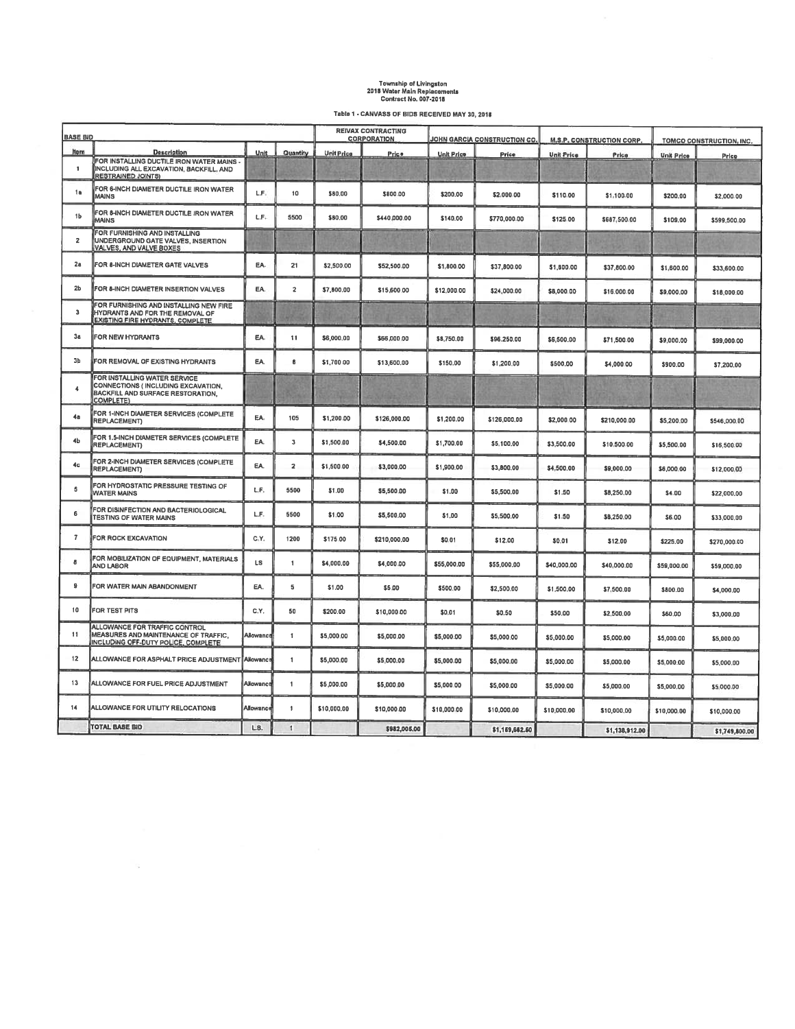Township of Livingston
2018 Water Main Replacements
Contract No. 007-2018

Table 1 - CANVASS OF BIDS RECEIVED MAY 30, 2018

| BASE BID | | | | REIVAX CONTRACTING CORPORATION | | JOHN GARCIA CONSTRUCTION CO. | | M.S.P. CONSTRUCTION CORP. | | TOMCO CONSTRUCTION, INC. | |
|---|---|---|---|---|---|---|---|---|---|---|---|
| Item | Description | Unit | Quantity | Unit Price | Price | Unit Price | Price | Unit Price | Price | Unit Price | Price |
| 1 | FOR INSTALLING DUCTILE IRON WATER MAINS - INCLUDING ALL EXCAVATION, BACKFILL, AND RESTRAINED JOINTS) | | | | | | | | | | |
| 1a | FOR 6-INCH DIAMETER DUCTILE IRON WATER MAINS | L.F. | 10 | $80.00 | $800.00 | $200.00 | $2,000.00 | $110.00 | $1,100.00 | $200.00 | $2,000.00 |
| 1b | FOR 8-INCH DIAMETER DUCTILE IRON WATER MAINS | L.F. | 5500 | $80.00 | $440,000.00 | $140.00 | $770,000.00 | $125.00 | $687,500.00 | $109.00 | $599,500.00 |
| 2 | FOR FURNISHING AND INSTALLING UNDERGROUND GATE VALVES, INSERTION VALVES, AND VALVE BOXES | | | | | | | | | | |
| 2a | FOR 8-INCH DIAMETER GATE VALVES | EA. | 21 | $2,500.00 | $52,500.00 | $1,800.00 | $37,800.00 | $1,800.00 | $37,800.00 | $1,600.00 | $33,600.00 |
| 2b | FOR 8-INCH DIAMETER INSERTION VALVES | EA. | 2 | $7,800.00 | $15,600.00 | $12,000.00 | $24,000.00 | $8,000.00 | $16,000.00 | $9,000.00 | $18,000.00 |
| 3 | FOR FURNISHING AND INSTALLING NEW FIRE HYDRANTS AND FOR THE REMOVAL OF EXISTING FIRE HYDRANTS, COMPLETE | | | | | | | | | | |
| 3a | FOR NEW HYDRANTS | EA. | 11 | $6,000.00 | $66,000.00 | $8,750.00 | $96,250.00 | $6,500.00 | $71,500.00 | $9,000.00 | $99,000.00 |
| 3b | FOR REMOVAL OF EXISTING HYDRANTS | EA. | 8 | $1,700.00 | $13,600.00 | $150.00 | $1,200.00 | $500.00 | $4,000.00 | $900.00 | $7,200.00 |
| 4 | FOR INSTALLING WATER SERVICE CONNECTIONS ( INCLUDING EXCAVATION, BACKFILL AND SURFACE RESTORATION, COMPLETE) | | | | | | | | | | |
| 4a | FOR 1-INCH DIAMETER SERVICES (COMPLETE REPLACEMENT) | EA. | 105 | $1,200.00 | $126,000.00 | $1,200.00 | $126,000.00 | $2,000.00 | $210,000.00 | $5,200.00 | $546,000.00 |
| 4b | FOR 1.5-INCH DIAMETER SERVICES (COMPLETE REPLACEMENT) | EA. | 3 | $1,500.00 | $4,500.00 | $1,700.00 | $5,100.00 | $3,500.00 | $10,500.00 | $5,500.00 | $16,500.00 |
| 4c | FOR 2-INCH DIAMETER SERVICES (COMPLETE REPLACEMENT) | EA. | 2 | $1,500.00 | $3,000.00 | $1,900.00 | $3,800.00 | $4,500.00 | $9,000.00 | $6,000.00 | $12,000.00 |
| 5 | FOR HYDROSTATIC PRESSURE TESTING OF WATER MAINS | L.F. | 5500 | $1.00 | $5,500.00 | $1.00 | $5,500.00 | $1.50 | $8,250.00 | $4.00 | $22,000.00 |
| 6 | FOR DISINFECTION AND BACTERIOLOGICAL TESTING OF WATER MAINS | L.F. | 5500 | $1.00 | $5,500.00 | $1.00 | $5,500.00 | $1.50 | $8,250.00 | $6.00 | $33,000.00 |
| 7 | FOR ROCK EXCAVATION | C.Y. | 1200 | $175.00 | $210,000.00 | $0.01 | $12.00 | $0.01 | $12.00 | $225.00 | $270,000.00 |
| 8 | FOR MOBILIZATION OF EQUIPMENT, MATERIALS AND LABOR | LS | 1 | $4,000.00 | $4,000.00 | $55,000.00 | $55,000.00 | $40,000.00 | $40,000.00 | $59,000.00 | $59,000.00 |
| 9 | FOR WATER MAIN ABANDONMENT | EA. | 5 | $1.00 | $5.00 | $500.00 | $2,500.00 | $1,500.00 | $7,500.00 | $800.00 | $4,000.00 |
| 10 | FOR TEST PITS | C.Y. | 50 | $200.00 | $10,000.00 | $0.01 | $0.50 | $50.00 | $2,500.00 | $60.00 | $3,000.00 |
| 11 | ALLOWANCE FOR TRAFFIC CONTROL MEASURES AND MAINTENANCE OF TRAFFIC, INCLUDING OFF-DUTY POLICE, COMPLETE | Allowance | 1 | $5,000.00 | $5,000.00 | $5,000.00 | $5,000.00 | $5,000.00 | $5,000.00 | $5,000.00 | $5,000.00 |
| 12 | ALLOWANCE FOR ASPHALT PRICE ADJUSTMENT | Allowance | 1 | $5,000.00 | $5,000.00 | $5,000.00 | $5,000.00 | $5,000.00 | $5,000.00 | $5,000.00 | $5,000.00 |
| 13 | ALLOWANCE FOR FUEL PRICE ADJUSTMENT | Allowance | 1 | $5,000.00 | $5,000.00 | $5,000.00 | $5,000.00 | $5,000.00 | $5,000.00 | $5,000.00 | $5,000.00 |
| 14 | ALLOWANCE FOR UTILITY RELOCATIONS | Allowance | 1 | $10,000.00 | $10,000.00 | $10,000.00 | $10,000.00 | $10,000.00 | $10,000.00 | $10,000.00 | $10,000.00 |
| | TOTAL BASE BID | L.S. | 1 | | $982,005.00 | | $1,159,662.50 | | $1,138,912.00 | | $1,749,800.00 |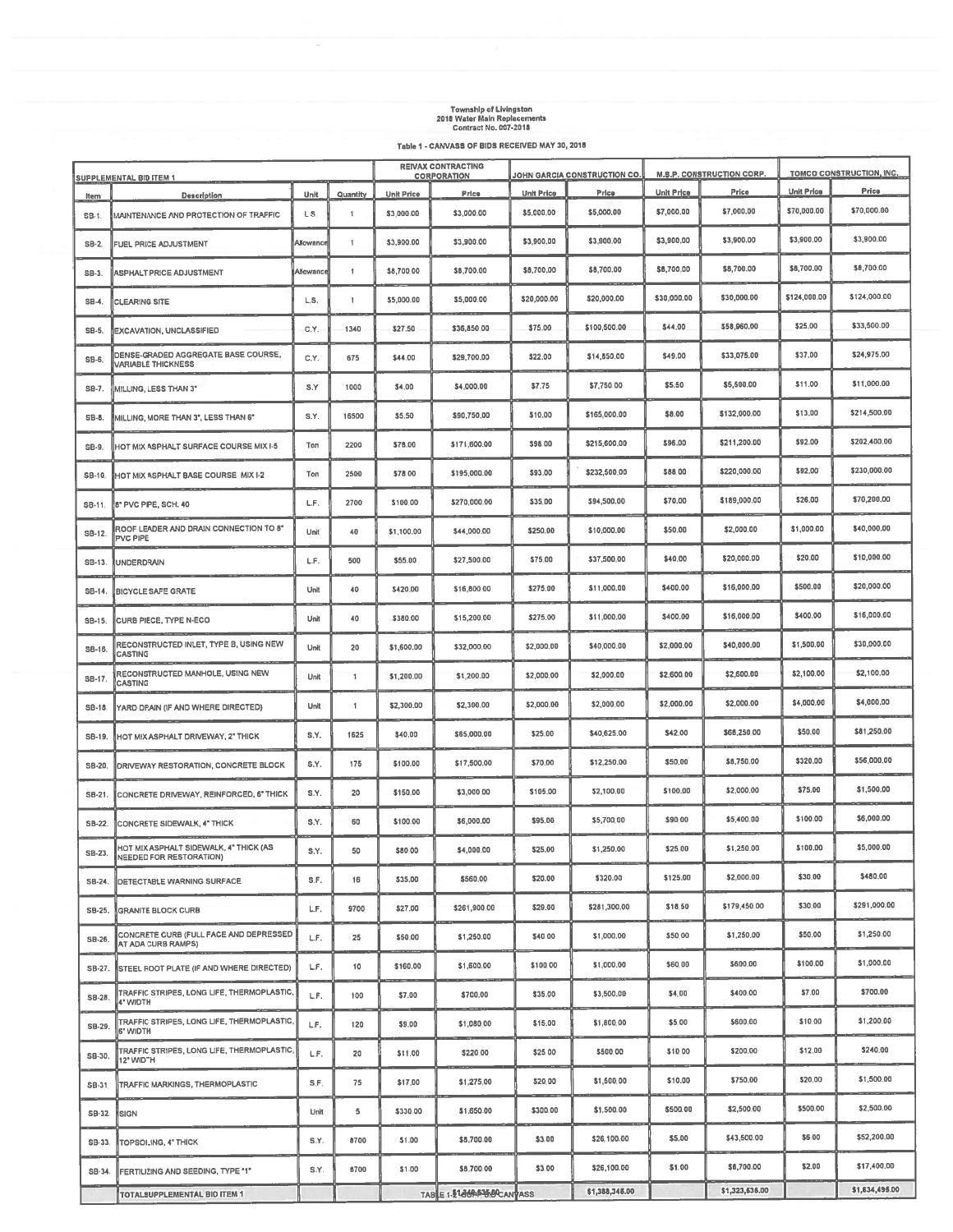Township of Livingston
2018 Water Main Replacements
Contract No. 007-2018

Table 1 - CANVASS OF BIDS RECEIVED MAY 30, 2018

| SUPPLEMENTAL BID ITEM 1 | | | | REIVAX CONTRACTING CORPORATION | | JOHN GARCIA CONSTRUCTION CO. | | M.S.P. CONSTRUCTION CORP. | | TOMCO CONSTRUCTION, INC. | |
|---|---|---|---|---|---|---|---|---|---|---|---|
| Item | Description | Unit | Quantity | Unit Price | Price | Unit Price | Price | Unit Price | Price | Unit Price | Price |
| SB-1. | MAINTENANCE AND PROTECTION OF TRAFFIC | L.S. | 1 | $3,000.00 | $3,000.00 | $5,000.00 | $5,000.00 | $7,000.00 | $7,000.00 | $70,000.00 | $70,000.00 |
| SB-2. | FUEL PRICE ADJUSTMENT | Allowance | 1 | $3,900.00 | $3,900.00 | $3,900.00 | $3,900.00 | $3,900.00 | $3,900.00 | $3,900.00 | $3,900.00 |
| SB-3. | ASPHALT PRICE ADJUSTMENT | Allowance | 1 | $8,700.00 | $8,700.00 | $8,700.00 | $8,700.00 | $8,700.00 | $8,700.00 | $8,700.00 | $8,700.00 |
| SB-4. | CLEARING SITE | L.S. | 1 | $5,000.00 | $5,000.00 | $20,000.00 | $20,000.00 | $30,000.00 | $30,000.00 | $124,000.00 | $124,000.00 |
| SB-5. | EXCAVATION, UNCLASSIFIED | C.Y. | 1340 | $27.50 | $36,850.00 | $75.00 | $100,500.00 | $44.00 | $58,960.00 | $25.00 | $33,500.00 |
| SB-6. | DENSE-GRADED AGGREGATE BASE COURSE, VARIABLE THICKNESS | C.Y. | 675 | $44.00 | $29,700.00 | $22.00 | $14,850.00 | $49.00 | $33,075.00 | $37.00 | $24,975.00 |
| SB-7. | MILLING, LESS THAN 3" | S.Y. | 1000 | $4.00 | $4,000.00 | $7.75 | $7,750.00 | $5.50 | $5,500.00 | $11.00 | $11,000.00 |
| SB-8. | MILLING, MORE THAN 3", LESS THAN 6" | S.Y. | 16500 | $5.50 | $90,750.00 | $10.00 | $165,000.00 | $8.00 | $132,000.00 | $13.00 | $214,500.00 |
| SB-9. | HOT MIX ASPHALT SURFACE COURSE MIX I-5 | Ton | 2200 | $78.00 | $171,600.00 | $98.00 | $215,600.00 | $96.00 | $211,200.00 | $92.00 | $202,400.00 |
| SB-10. | HOT MIX ASPHALT BASE COURSE MIX I-2 | Ton | 2500 | $78.00 | $195,000.00 | $93.00 | $232,500.00 | $88.00 | $220,000.00 | $92.00 | $230,000.00 |
| SB-11. | 8" PVC PIPE, SCH. 40 | L.F. | 2700 | $100.00 | $270,000.00 | $35.00 | $94,500.00 | $70.00 | $189,000.00 | $26.00 | $70,200.00 |
| SB-12. | ROOF LEADER AND DRAIN CONNECTION TO 8" PVC PIPE | Unit | 40 | $1,100.00 | $44,000.00 | $250.00 | $10,000.00 | $50.00 | $2,000.00 | $1,000.00 | $40,000.00 |
| SB-13. | UNDERDRAIN | L.F. | 500 | $55.00 | $27,500.00 | $75.00 | $37,500.00 | $40.00 | $20,000.00 | $20.00 | $10,000.00 |
| SB-14. | BICYCLE SAFE GRATE | Unit | 40 | $420.00 | $16,800.00 | $275.00 | $11,000.00 | $400.00 | $16,000.00 | $500.00 | $20,000.00 |
| SB-15. | CURB PIECE, TYPE N-ECO | Unit | 40 | $380.00 | $15,200.00 | $275.00 | $11,000.00 | $400.00 | $16,000.00 | $400.00 | $16,000.00 |
| SB-16. | RECONSTRUCTED INLET, TYPE B, USING NEW CASTING | Unit | 20 | $1,600.00 | $32,000.00 | $2,000.00 | $40,000.00 | $2,000.00 | $40,000.00 | $1,500.00 | $30,000.00 |
| SB-17. | RECONSTRUCTED MANHOLE, USING NEW CASTING | Unit | 1 | $1,200.00 | $1,200.00 | $2,000.00 | $2,000.00 | $2,600.00 | $2,600.00 | $2,100.00 | $2,100.00 |
| SB-18. | YARD DRAIN (IF AND WHERE DIRECTED) | Unit | 1 | $2,300.00 | $2,300.00 | $2,000.00 | $2,000.00 | $2,000.00 | $2,000.00 | $4,000.00 | $4,000.00 |
| SB-19. | HOT MIX ASPHALT DRIVEWAY, 2" THICK | S.Y. | 1625 | $40.00 | $65,000.00 | $25.00 | $40,625.00 | $42.00 | $68,250.00 | $50.00 | $81,250.00 |
| SB-20. | DRIVEWAY RESTORATION, CONCRETE BLOCK | S.Y. | 175 | $100.00 | $17,500.00 | $70.00 | $12,250.00 | $50.00 | $8,750.00 | $320.00 | $56,000.00 |
| SB-21. | CONCRETE DRIVEWAY, REINFORCED, 6" THICK | S.Y. | 20 | $150.00 | $3,000.00 | $105.00 | $2,100.00 | $100.00 | $2,000.00 | $75.00 | $1,500.00 |
| SB-22. | CONCRETE SIDEWALK, 4" THICK | S.Y. | 60 | $100.00 | $6,000.00 | $95.00 | $5,700.00 | $90.00 | $5,400.00 | $100.00 | $6,000.00 |
| SB-23. | HOT MIX ASPHALT SIDEWALK, 4" THICK (AS NEEDED FOR RESTORATION) | S.Y. | 50 | $80.00 | $4,000.00 | $25.00 | $1,250.00 | $25.00 | $1,250.00 | $100.00 | $5,000.00 |
| SB-24. | DETECTABLE WARNING SURFACE | S.F. | 16 | $35.00 | $560.00 | $20.00 | $320.00 | $125.00 | $2,000.00 | $30.00 | $480.00 |
| SB-25. | GRANITE BLOCK CURB | L.F. | 9700 | $27.00 | $261,900.00 | $29.00 | $281,300.00 | $18.50 | $179,450.00 | $30.00 | $291,000.00 |
| SB-26. | CONCRETE CURB (FULL FACE AND DEPRESSED AT ADA CURB RAMPS) | L.F. | 25 | $50.00 | $1,250.00 | $40.00 | $1,000.00 | $50.00 | $1,250.00 | $50.00 | $1,250.00 |
| SB-27. | STEEL FOOT PLATE (IF AND WHERE DIRECTED) | L.F. | 10 | $160.00 | $1,600.00 | $100.00 | $1,000.00 | $60.00 | $600.00 | $100.00 | $1,000.00 |
| SB-28. | TRAFFIC STRIPES, LONG LIFE, THERMOPLASTIC, 4" WIDTH | L.F. | 100 | $7.00 | $700.00 | $35.00 | $3,500.00 | $4.00 | $400.00 | $7.00 | $700.00 |
| SB-29. | TRAFFIC STRIPES, LONG LIFE, THERMOPLASTIC, 6" WIDTH | L.F. | 120 | $9.00 | $1,080.00 | $15.00 | $1,800.00 | $5.00 | $600.00 | $10.00 | $1,200.00 |
| SB-30. | TRAFFIC STRIPES, LONG LIFE, THERMOPLASTIC, 12" WIDTH | L.F. | 20 | $11.00 | $220.00 | $25.00 | $500.00 | $10.00 | $200.00 | $12.00 | $240.00 |
| SB-31. | TRAFFIC MARKINGS, THERMOPLASTIC | S.F. | 75 | $17.00 | $1,275.00 | $20.00 | $1,500.00 | $10.00 | $750.00 | $20.00 | $1,500.00 |
| SB-32. | SIGN | Unit | 5 | $330.00 | $1,650.00 | $300.00 | $1,500.00 | $500.00 | $2,500.00 | $500.00 | $2,500.00 |
| SB-33. | TOPSOILING, 4" THICK | S.Y. | 8700 | $1.00 | $8,700.00 | $3.00 | $26,100.00 | $5.00 | $43,500.00 | $6.00 | $52,200.00 |
| SB-34. | FERTILIZING AND SEEDING, TYPE "1" | S.Y. | 8700 | $1.00 | $8,700.00 | $3.00 | $26,100.00 | $1.00 | $8,700.00 | $2.00 | $17,400.00 |
| | TOTAL SUPPLEMENTAL BID ITEM 1 | | | | $1,349,635.00 | | $1,388,345.00 | | $1,323,635.00 | | $1,634,495.00 |

TABLE 1-2 SUPP BID CANVASS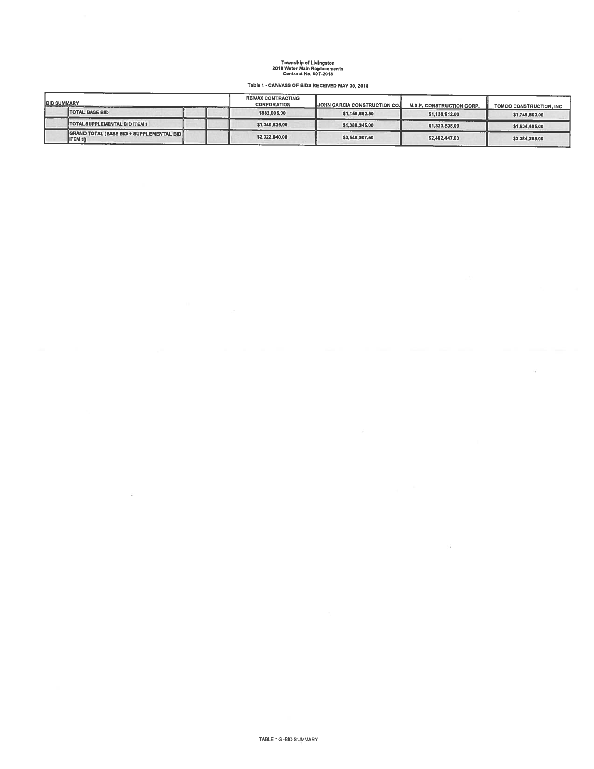**Township of Livingston**
**2018 Water Main Replacements**
**Contract No. 007-2018**

**Table 1 - CANVASS OF BIDS RECEIVED MAY 30, 2018**

| BID SUMMARY | REIVAX CONTRACTING CORPORATION | JOHN GARCIA CONSTRUCTION CO. | M.S.P. CONSTRUCTION CORP. | TOMCO CONSTRUCTION, INC. |
|---|---|---|---|---|
| TOTAL BASE BID | $982,005.00 | $1,159,662.50 | $1,138,912.00 | $1,749,800.00 |
| TOTALSUPPLEMENTAL BID ITEM 1 | $1,340,635.00 | $1,388,345.00 | $1,323,535.00 | $1,634,495.00 |
| GRAND TOTAL (BASE BID + SUPPLEMENTAL BID ITEM 1) | $2,322,640.00 | $2,548,007.50 | $2,462,447.00 | $3,384,295.00 |

TABLE 1-3 -BID SUMMARY